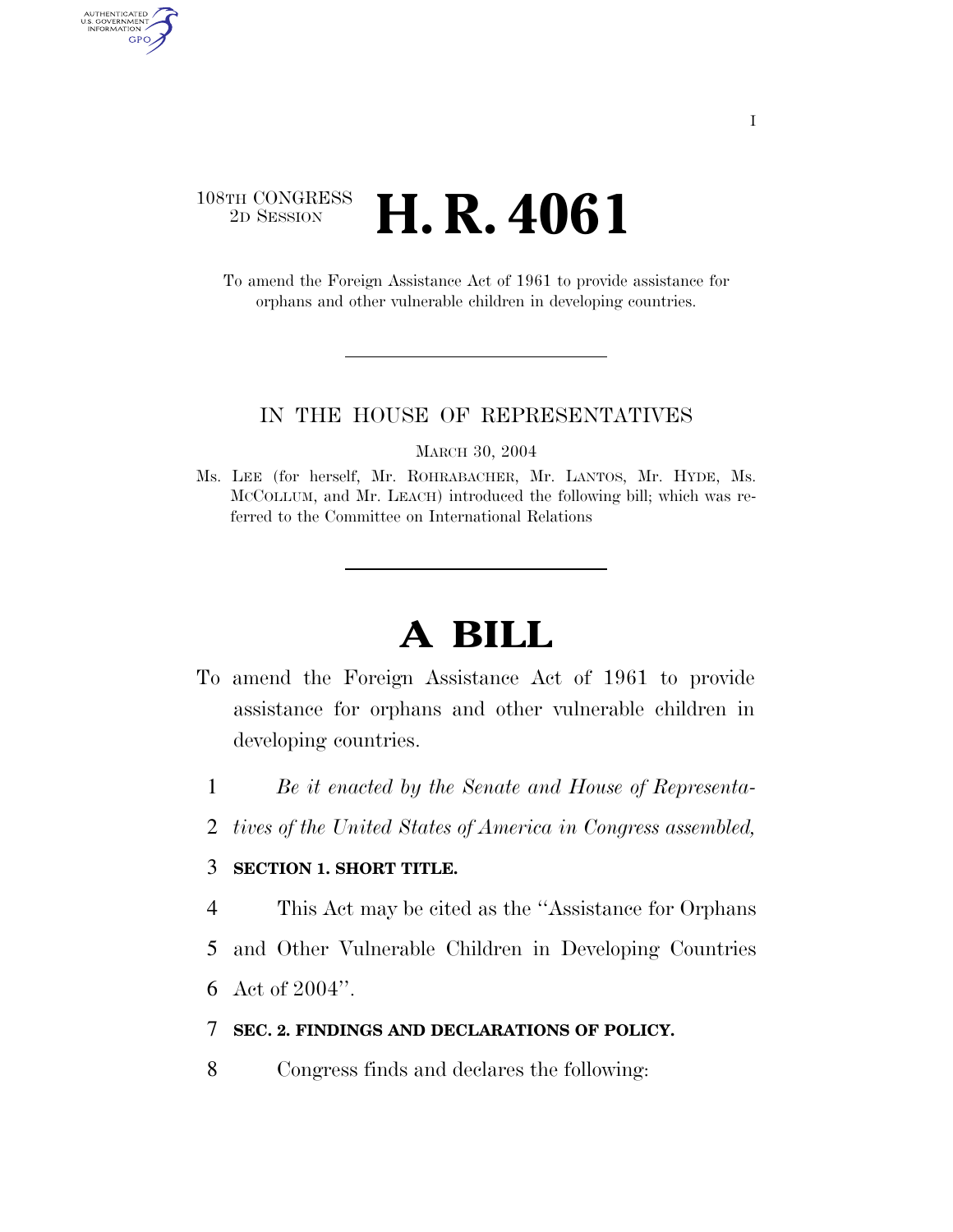108TH CONGRESS
2D SESSION

# H. R. 4061

To amend the Foreign Assistance Act of 1961 to provide assistance for orphans and other vulnerable children in developing countries.

---

IN THE HOUSE OF REPRESENTATIVES

MARCH 30, 2004

Ms. LEE (for herself, Mr. ROHRABACHER, Mr. LANTOS, Mr. HYDE, Ms. MCCOLLUM, and Mr. LEACH) introduced the following bill; which was referred to the Committee on International Relations

---

# A BILL

To amend the Foreign Assistance Act of 1961 to provide assistance for orphans and other vulnerable children in developing countries.

1 *Be it enacted by the Senate and House of Representa-*
2 *tives of the United States of America in Congress assembled,*

3 **SECTION 1. SHORT TITLE.**

4 This Act may be cited as the ''Assistance for Orphans
5 and Other Vulnerable Children in Developing Countries
6 Act of 2004''.

7 **SEC. 2. FINDINGS AND DECLARATIONS OF POLICY.**

8 Congress finds and declares the following: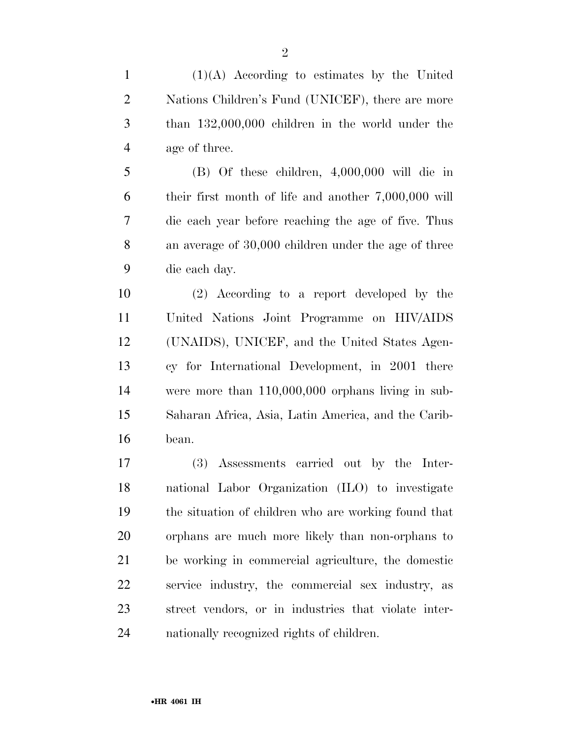(1)(A) According to estimates by the United Nations Children's Fund (UNICEF), there are more than 132,000,000 children in the world under the age of three.

(B) Of these children, 4,000,000 will die in their first month of life and another 7,000,000 will die each year before reaching the age of five. Thus an average of 30,000 children under the age of three die each day.

(2) According to a report developed by the United Nations Joint Programme on HIV/AIDS (UNAIDS), UNICEF, and the United States Agency for International Development, in 2001 there were more than 110,000,000 orphans living in sub-Saharan Africa, Asia, Latin America, and the Caribbean.

(3) Assessments carried out by the International Labor Organization (ILO) to investigate the situation of children who are working found that orphans are much more likely than non-orphans to be working in commercial agriculture, the domestic service industry, the commercial sex industry, as street vendors, or in industries that violate internationally recognized rights of children.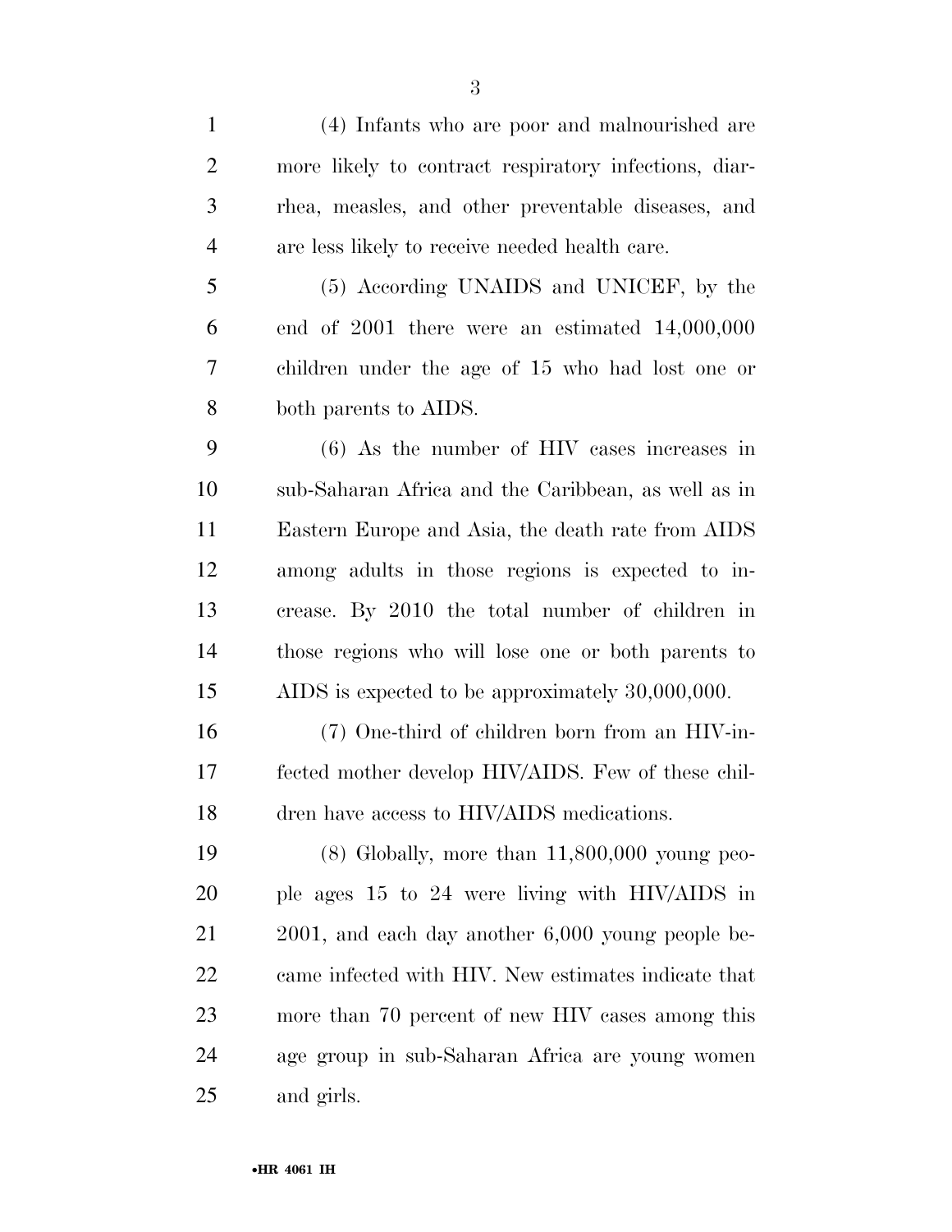(4) Infants who are poor and malnourished are more likely to contract respiratory infections, diarrhea, measles, and other preventable diseases, and are less likely to receive needed health care.

(5) According UNAIDS and UNICEF, by the end of 2001 there were an estimated 14,000,000 children under the age of 15 who had lost one or both parents to AIDS.

(6) As the number of HIV cases increases in sub-Saharan Africa and the Caribbean, as well as in Eastern Europe and Asia, the death rate from AIDS among adults in those regions is expected to increase. By 2010 the total number of children in those regions who will lose one or both parents to AIDS is expected to be approximately 30,000,000.

(7) One-third of children born from an HIV-infected mother develop HIV/AIDS. Few of these children have access to HIV/AIDS medications.

(8) Globally, more than 11,800,000 young people ages 15 to 24 were living with HIV/AIDS in 2001, and each day another 6,000 young people became infected with HIV. New estimates indicate that more than 70 percent of new HIV cases among this age group in sub-Saharan Africa are young women and girls.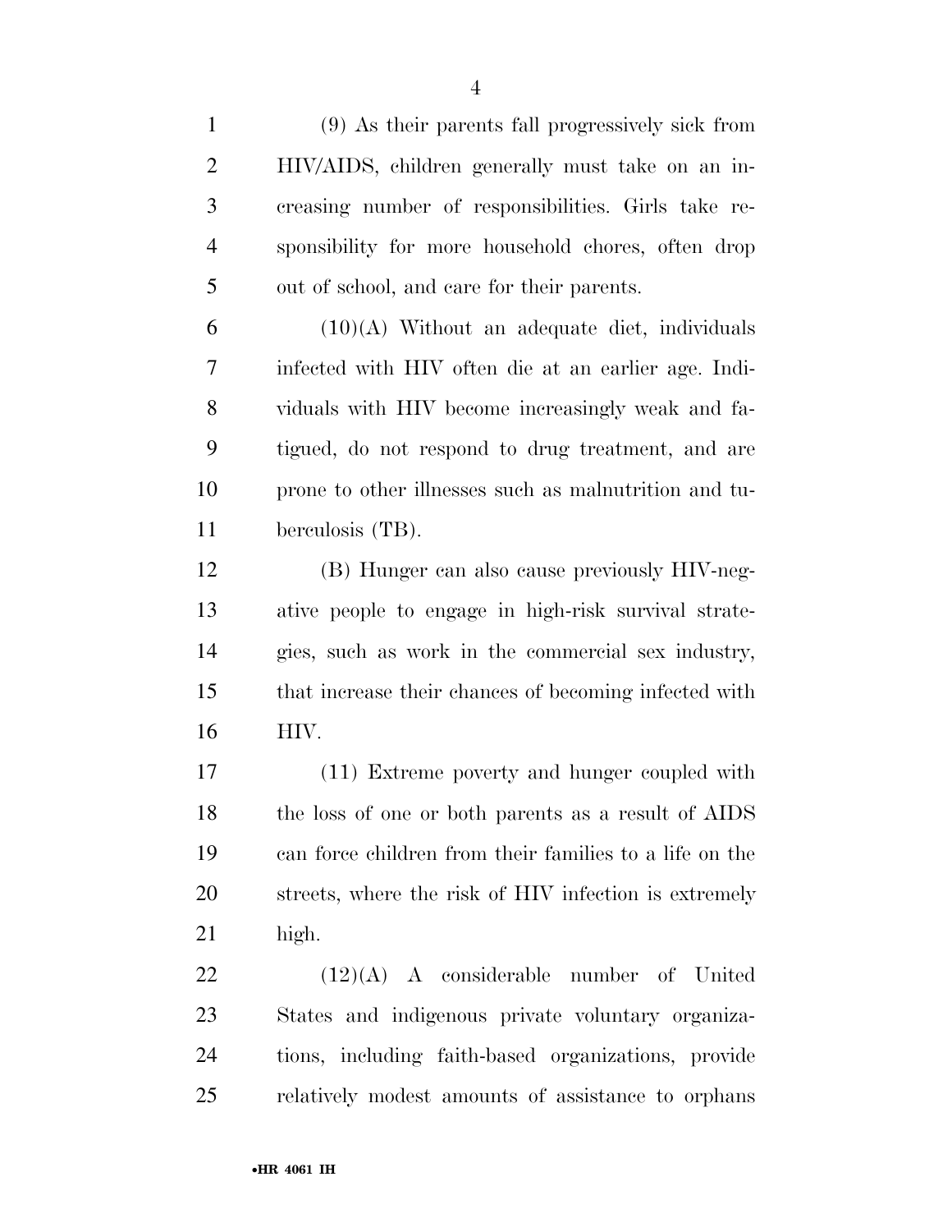(9) As their parents fall progressively sick from HIV/AIDS, children generally must take on an increasing number of responsibilities. Girls take responsibility for more household chores, often drop out of school, and care for their parents.

(10)(A) Without an adequate diet, individuals infected with HIV often die at an earlier age. Individuals with HIV become increasingly weak and fatigued, do not respond to drug treatment, and are prone to other illnesses such as malnutrition and tuberculosis (TB).

(B) Hunger can also cause previously HIV-negative people to engage in high-risk survival strategies, such as work in the commercial sex industry, that increase their chances of becoming infected with HIV.

(11) Extreme poverty and hunger coupled with the loss of one or both parents as a result of AIDS can force children from their families to a life on the streets, where the risk of HIV infection is extremely high.

(12)(A) A considerable number of United States and indigenous private voluntary organizations, including faith-based organizations, provide relatively modest amounts of assistance to orphans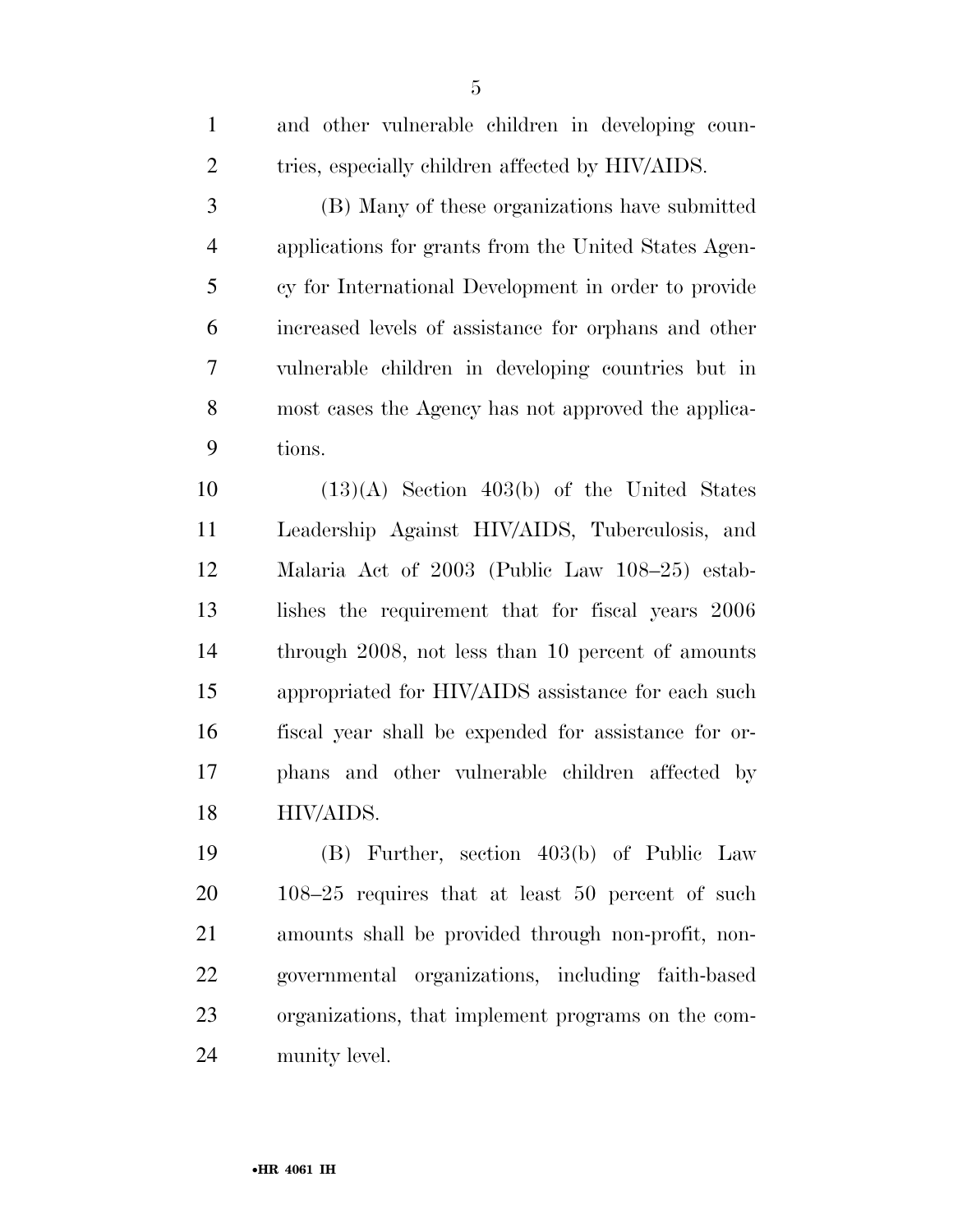and other vulnerable children in developing countries, especially children affected by HIV/AIDS.

(B) Many of these organizations have submitted applications for grants from the United States Agency for International Development in order to provide increased levels of assistance for orphans and other vulnerable children in developing countries but in most cases the Agency has not approved the applications.

(13)(A) Section 403(b) of the United States Leadership Against HIV/AIDS, Tuberculosis, and Malaria Act of 2003 (Public Law 108–25) establishes the requirement that for fiscal years 2006 through 2008, not less than 10 percent of amounts appropriated for HIV/AIDS assistance for each such fiscal year shall be expended for assistance for orphans and other vulnerable children affected by HIV/AIDS.

(B) Further, section 403(b) of Public Law 108–25 requires that at least 50 percent of such amounts shall be provided through non-profit, nongovernmental organizations, including faith-based organizations, that implement programs on the community level.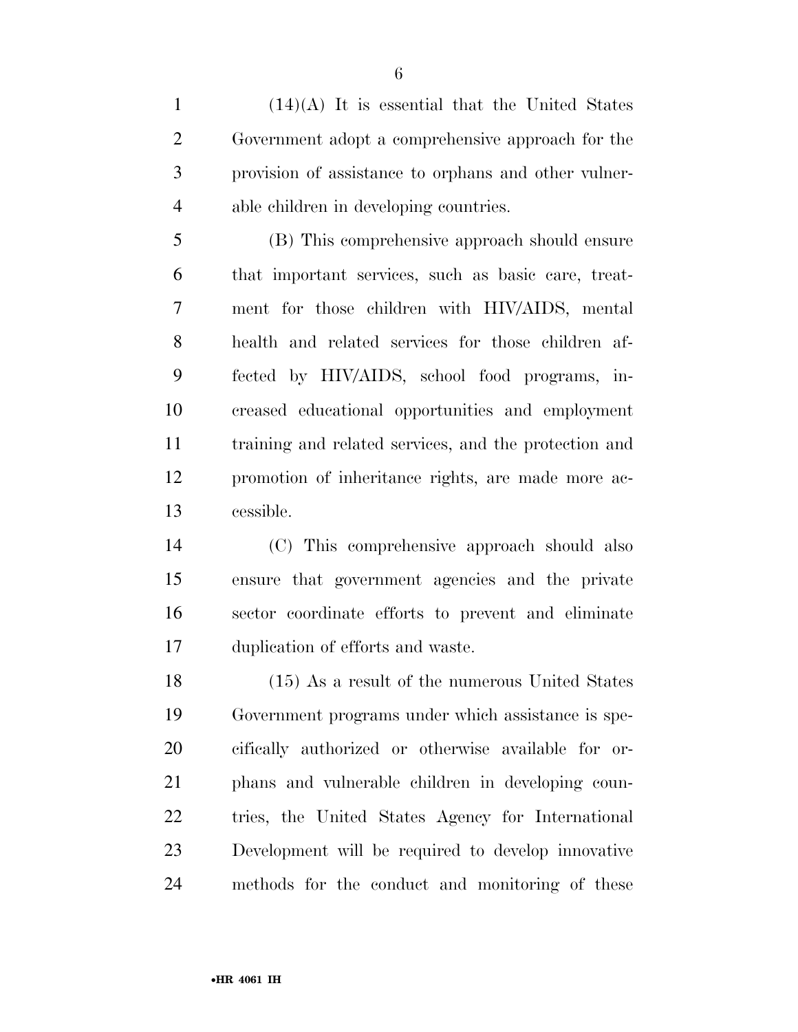(14)(A) It is essential that the United States Government adopt a comprehensive approach for the provision of assistance to orphans and other vulnerable children in developing countries.

(B) This comprehensive approach should ensure that important services, such as basic care, treatment for those children with HIV/AIDS, mental health and related services for those children affected by HIV/AIDS, school food programs, increased educational opportunities and employment training and related services, and the protection and promotion of inheritance rights, are made more accessible.

(C) This comprehensive approach should also ensure that government agencies and the private sector coordinate efforts to prevent and eliminate duplication of efforts and waste.

(15) As a result of the numerous United States Government programs under which assistance is specifically authorized or otherwise available for orphans and vulnerable children in developing countries, the United States Agency for International Development will be required to develop innovative methods for the conduct and monitoring of these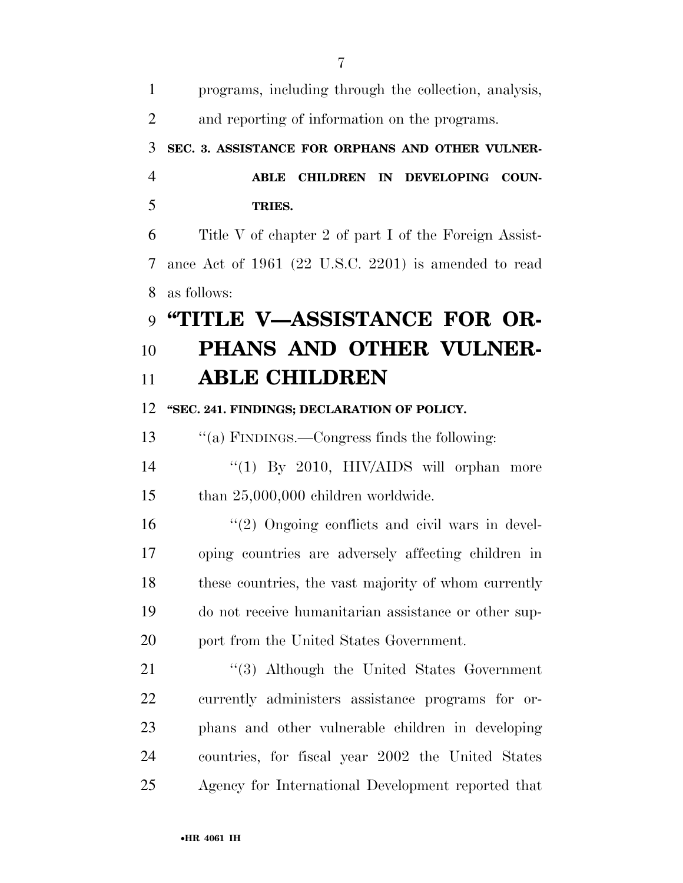programs, including through the collection, analysis, and reporting of information on the programs.

**SEC. 3. ASSISTANCE FOR ORPHANS AND OTHER VULNERABLE CHILDREN IN DEVELOPING COUNTRIES.**

Title V of chapter 2 of part I of the Foreign Assistance Act of 1961 (22 U.S.C. 2201) is amended to read as follows:

# "TITLE V—ASSISTANCE FOR ORPHANS AND OTHER VULNERABLE CHILDREN

**"SEC. 241. FINDINGS; DECLARATION OF POLICY.**

"(a) FINDINGS.—Congress finds the following:

"(1) By 2010, HIV/AIDS will orphan more than 25,000,000 children worldwide.

"(2) Ongoing conflicts and civil wars in developing countries are adversely affecting children in these countries, the vast majority of whom currently do not receive humanitarian assistance or other support from the United States Government.

"(3) Although the United States Government currently administers assistance programs for orphans and other vulnerable children in developing countries, for fiscal year 2002 the United States Agency for International Development reported that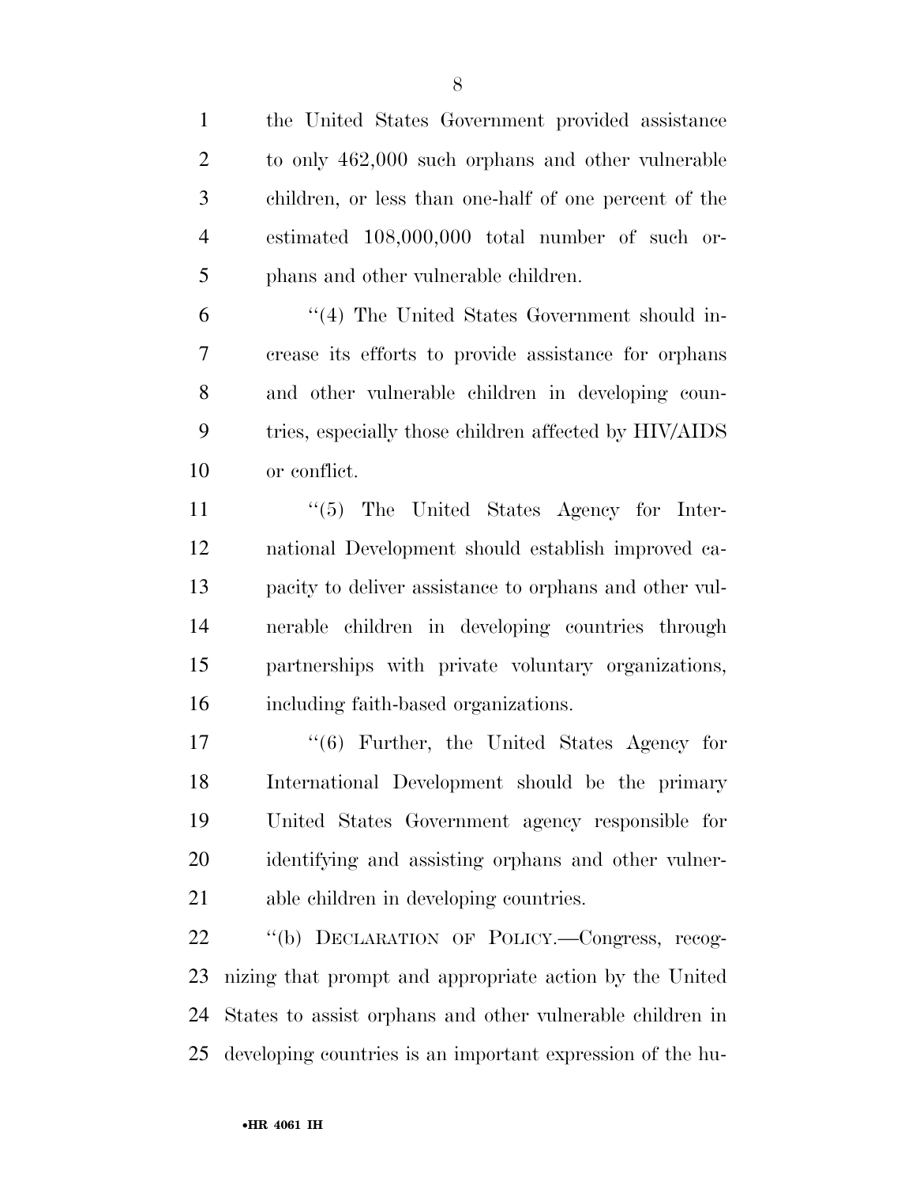the United States Government provided assistance to only 462,000 such orphans and other vulnerable children, or less than one-half of one percent of the estimated 108,000,000 total number of such orphans and other vulnerable children.

"(4) The United States Government should increase its efforts to provide assistance for orphans and other vulnerable children in developing countries, especially those children affected by HIV/AIDS or conflict.

"(5) The United States Agency for International Development should establish improved capacity to deliver assistance to orphans and other vulnerable children in developing countries through partnerships with private voluntary organizations, including faith-based organizations.

"(6) Further, the United States Agency for International Development should be the primary United States Government agency responsible for identifying and assisting orphans and other vulnerable children in developing countries.

"(b) DECLARATION OF POLICY.—Congress, recognizing that prompt and appropriate action by the United States to assist orphans and other vulnerable children in developing countries is an important expression of the hu-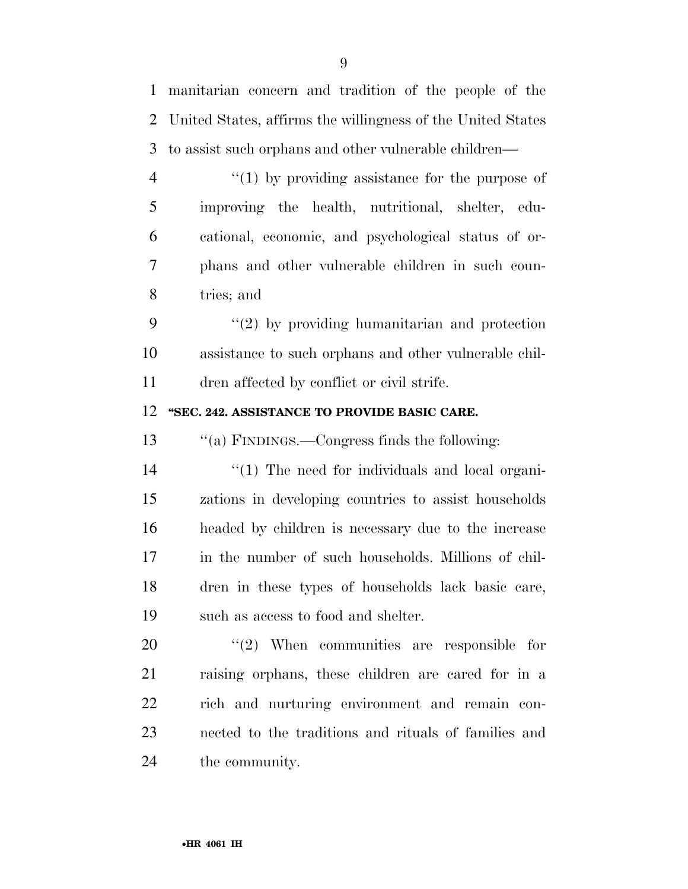manitarian concern and tradition of the people of the United States, affirms the willingness of the United States to assist such orphans and other vulnerable children—

"(1) by providing assistance for the purpose of improving the health, nutritional, shelter, educational, economic, and psychological status of orphans and other vulnerable children in such countries; and

"(2) by providing humanitarian and protection assistance to such orphans and other vulnerable children affected by conflict or civil strife.

**"SEC. 242. ASSISTANCE TO PROVIDE BASIC CARE.**

"(a) FINDINGS.—Congress finds the following:

"(1) The need for individuals and local organizations in developing countries to assist households headed by children is necessary due to the increase in the number of such households. Millions of children in these types of households lack basic care, such as access to food and shelter.

"(2) When communities are responsible for raising orphans, these children are cared for in a rich and nurturing environment and remain connected to the traditions and rituals of families and the community.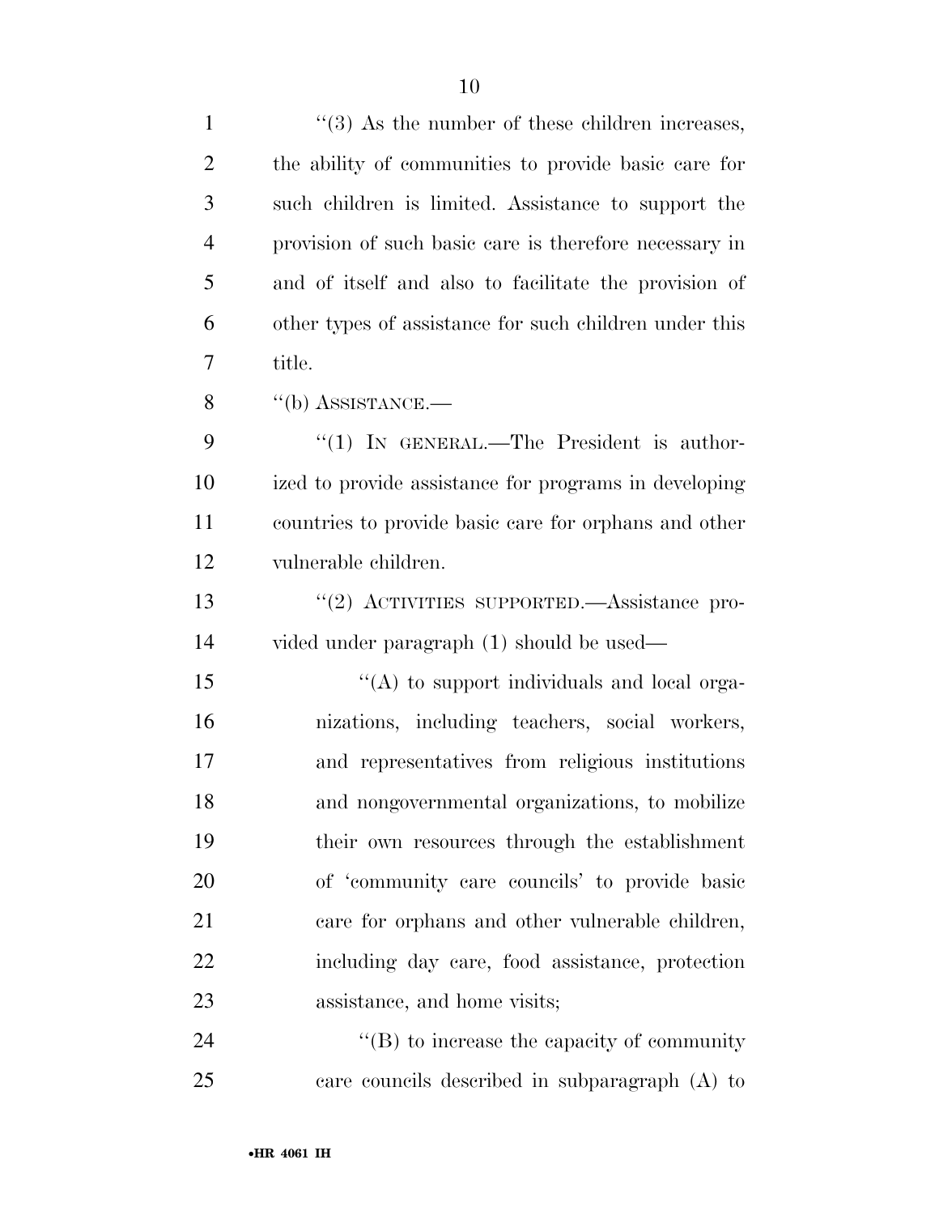"(3) As the number of these children increases, the ability of communities to provide basic care for such children is limited. Assistance to support the provision of such basic care is therefore necessary in and of itself and also to facilitate the provision of other types of assistance for such children under this title.

"(b) ASSISTANCE.—

"(1) IN GENERAL.—The President is authorized to provide assistance for programs in developing countries to provide basic care for orphans and other vulnerable children.

"(2) ACTIVITIES SUPPORTED.—Assistance provided under paragraph (1) should be used—

"(A) to support individuals and local organizations, including teachers, social workers, and representatives from religious institutions and nongovernmental organizations, to mobilize their own resources through the establishment of 'community care councils' to provide basic care for orphans and other vulnerable children, including day care, food assistance, protection assistance, and home visits;

"(B) to increase the capacity of community care councils described in subparagraph (A) to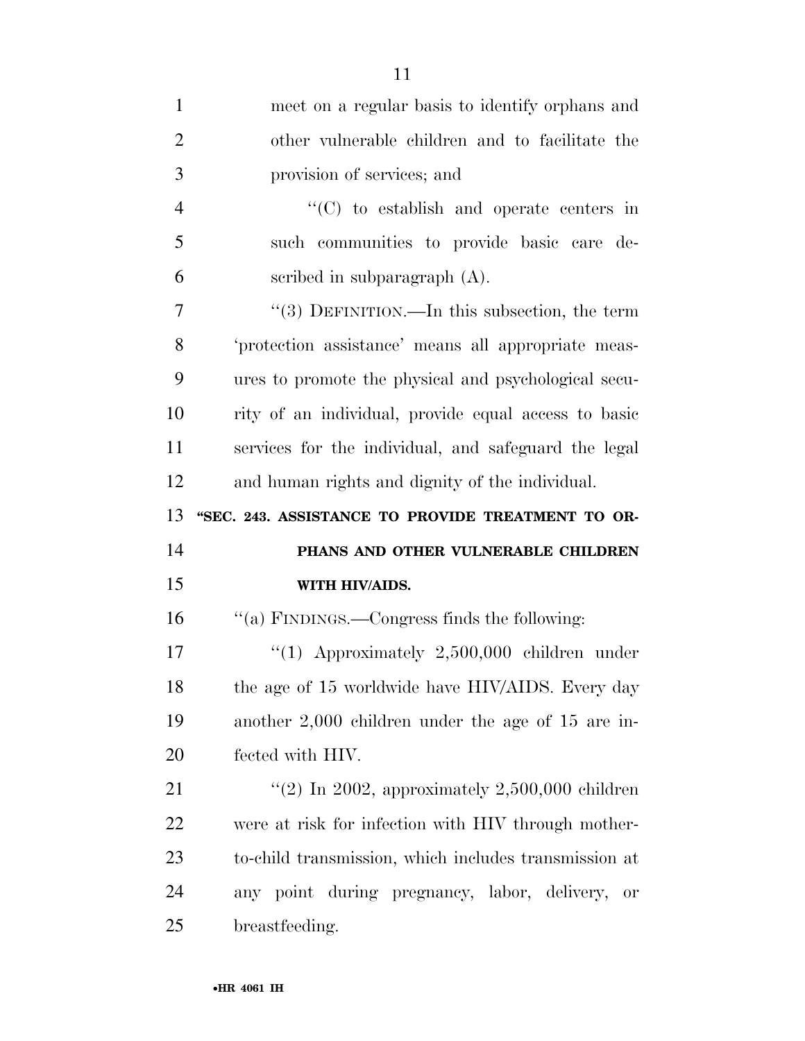meet on a regular basis to identify orphans and other vulnerable children and to facilitate the provision of services; and

''(C) to establish and operate centers in such communities to provide basic care described in subparagraph (A).

''(3) DEFINITION.—In this subsection, the term 'protection assistance' means all appropriate measures to promote the physical and psychological security of an individual, provide equal access to basic services for the individual, and safeguard the legal and human rights and dignity of the individual.

**''SEC. 243. ASSISTANCE TO PROVIDE TREATMENT TO ORPHANS AND OTHER VULNERABLE CHILDREN WITH HIV/AIDS.**

''(a) FINDINGS.—Congress finds the following:

''(1) Approximately 2,500,000 children under the age of 15 worldwide have HIV/AIDS. Every day another 2,000 children under the age of 15 are infected with HIV.

''(2) In 2002, approximately 2,500,000 children were at risk for infection with HIV through mother-to-child transmission, which includes transmission at any point during pregnancy, labor, delivery, or breastfeeding.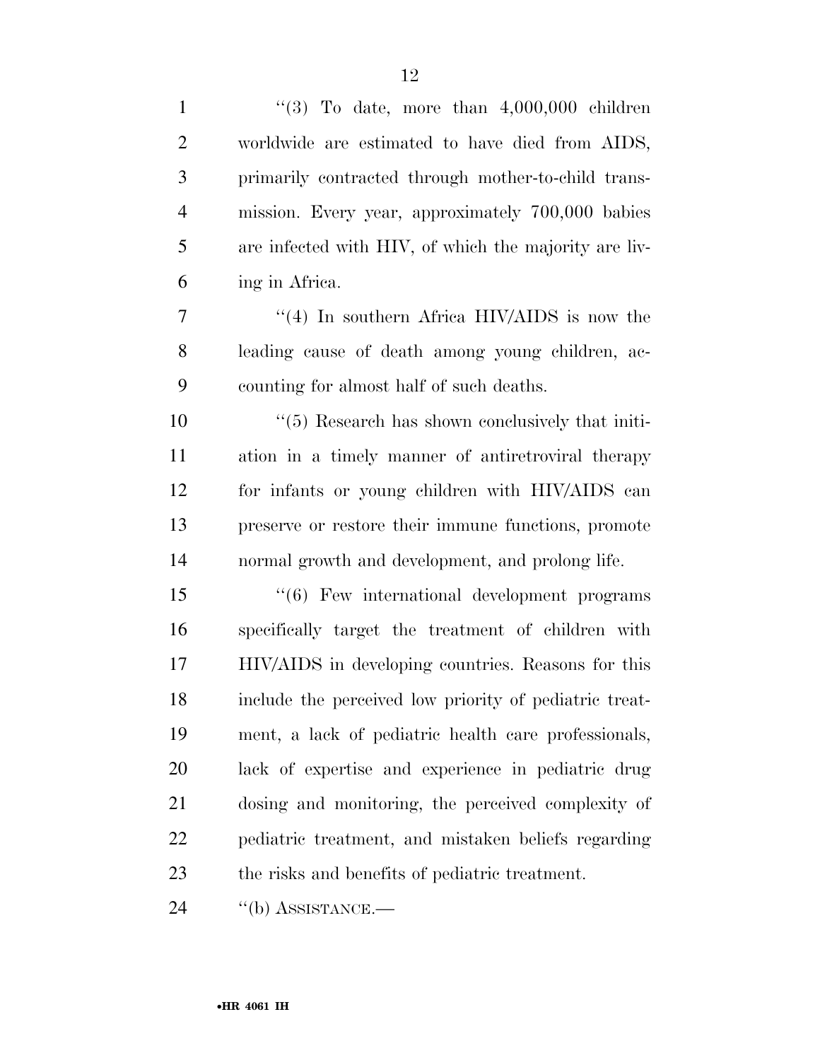''(3) To date, more than 4,000,000 children worldwide are estimated to have died from AIDS, primarily contracted through mother-to-child transmission. Every year, approximately 700,000 babies are infected with HIV, of which the majority are living in Africa.

''(4) In southern Africa HIV/AIDS is now the leading cause of death among young children, accounting for almost half of such deaths.

''(5) Research has shown conclusively that initiation in a timely manner of antiretroviral therapy for infants or young children with HIV/AIDS can preserve or restore their immune functions, promote normal growth and development, and prolong life.

''(6) Few international development programs specifically target the treatment of children with HIV/AIDS in developing countries. Reasons for this include the perceived low priority of pediatric treatment, a lack of pediatric health care professionals, lack of expertise and experience in pediatric drug dosing and monitoring, the perceived complexity of pediatric treatment, and mistaken beliefs regarding the risks and benefits of pediatric treatment.

''(b) ASSISTANCE.—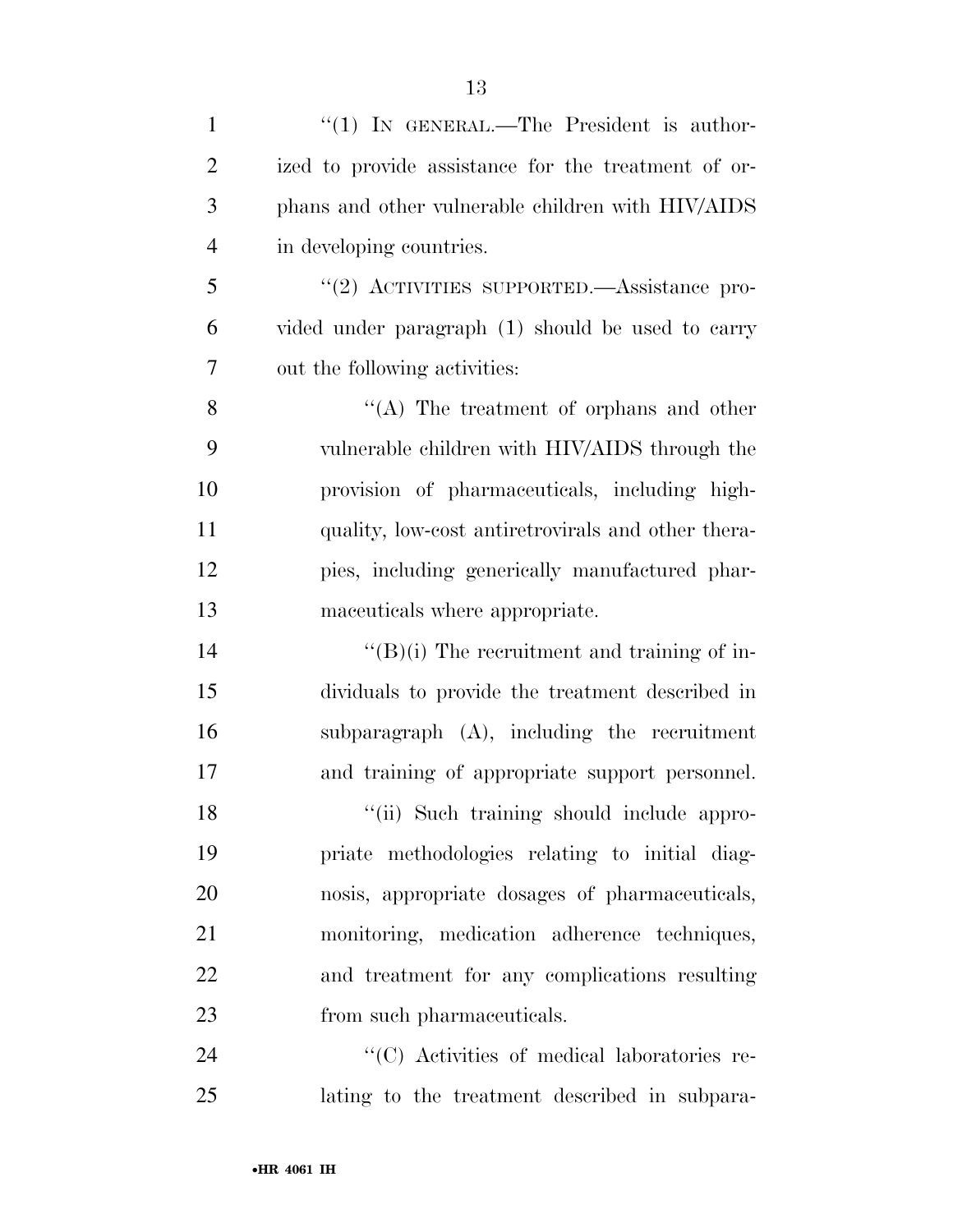"(1) IN GENERAL.—The President is authorized to provide assistance for the treatment of orphans and other vulnerable children with HIV/AIDS in developing countries.

"(2) ACTIVITIES SUPPORTED.—Assistance provided under paragraph (1) should be used to carry out the following activities:

"(A) The treatment of orphans and other vulnerable children with HIV/AIDS through the provision of pharmaceuticals, including high-quality, low-cost antiretrovirals and other therapies, including generically manufactured pharmaceuticals where appropriate.

"(B)(i) The recruitment and training of individuals to provide the treatment described in subparagraph (A), including the recruitment and training of appropriate support personnel.

"(ii) Such training should include appropriate methodologies relating to initial diagnosis, appropriate dosages of pharmaceuticals, monitoring, medication adherence techniques, and treatment for any complications resulting from such pharmaceuticals.

"(C) Activities of medical laboratories relating to the treatment described in subpara-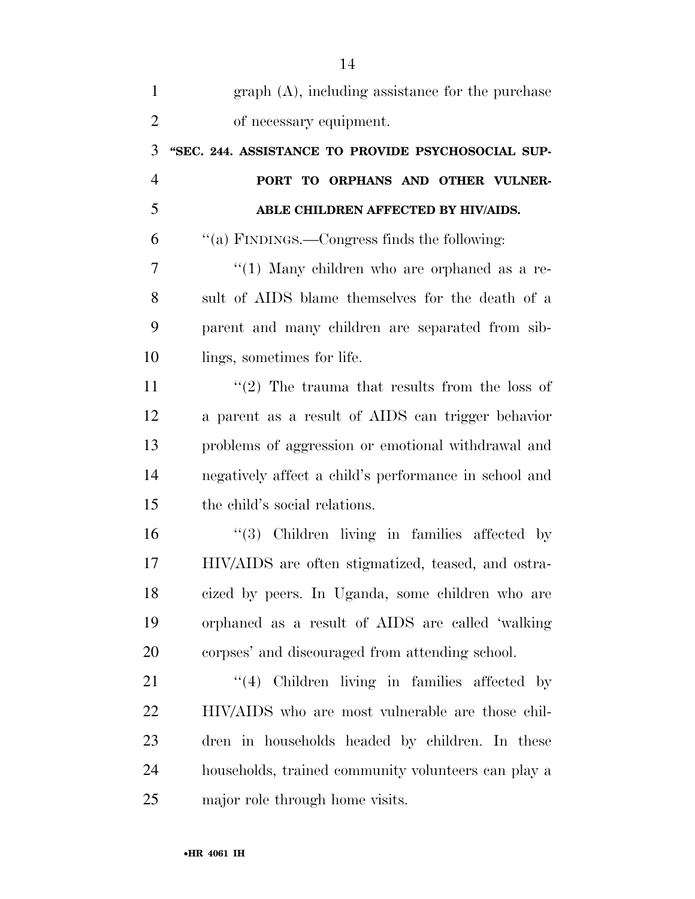graph (A), including assistance for the purchase of necessary equipment.

**"SEC. 244. ASSISTANCE TO PROVIDE PSYCHOSOCIAL SUPPORT TO ORPHANS AND OTHER VULNERABLE CHILDREN AFFECTED BY HIV/AIDS.**

"(a) FINDINGS.—Congress finds the following:

"(1) Many children who are orphaned as a result of AIDS blame themselves for the death of a parent and many children are separated from siblings, sometimes for life.

"(2) The trauma that results from the loss of a parent as a result of AIDS can trigger behavior problems of aggression or emotional withdrawal and negatively affect a child's performance in school and the child's social relations.

"(3) Children living in families affected by HIV/AIDS are often stigmatized, teased, and ostracized by peers. In Uganda, some children who are orphaned as a result of AIDS are called 'walking corpses' and discouraged from attending school.

"(4) Children living in families affected by HIV/AIDS who are most vulnerable are those children in households headed by children. In these households, trained community volunteers can play a major role through home visits.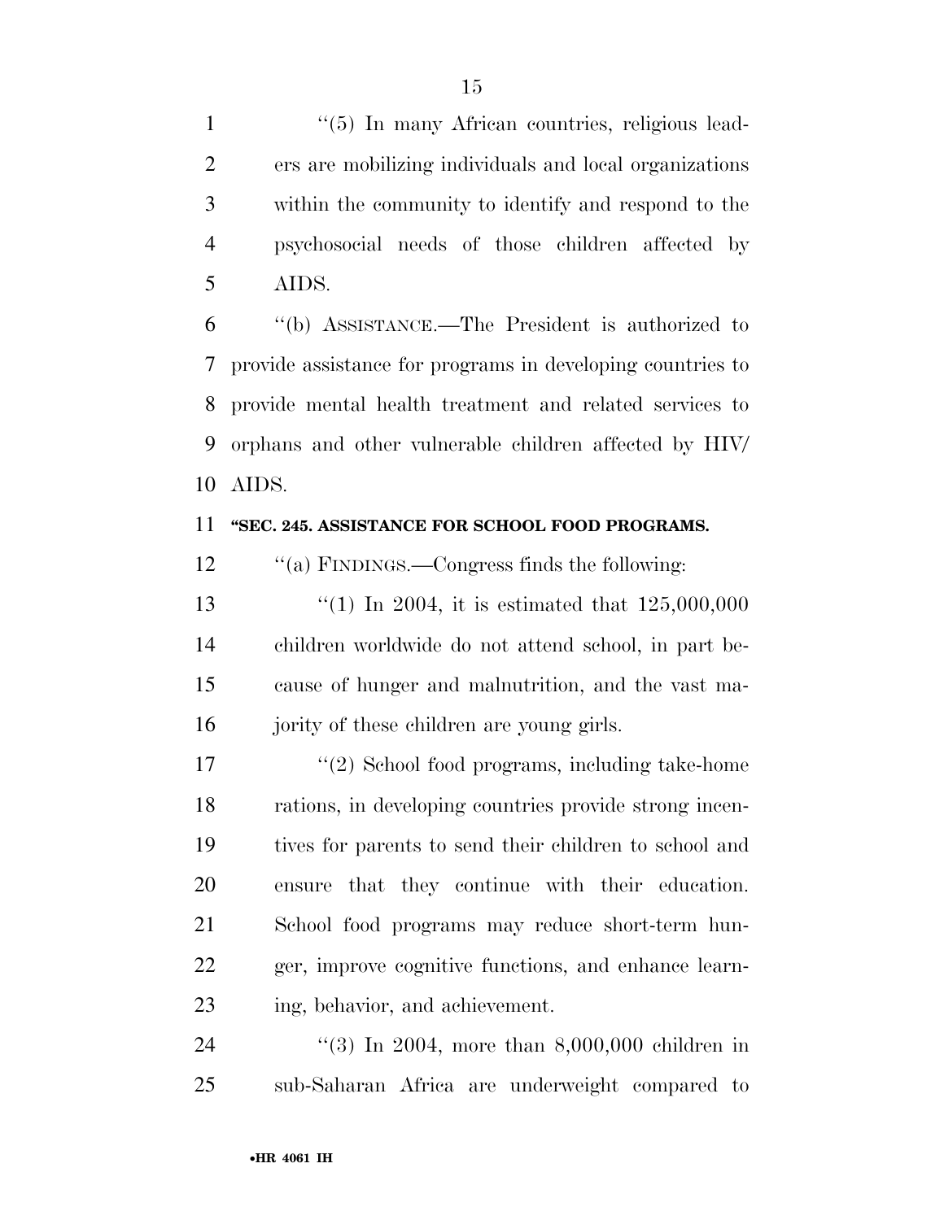"(5) In many African countries, religious leaders are mobilizing individuals and local organizations within the community to identify and respond to the psychosocial needs of those children affected by AIDS.

"(b) ASSISTANCE.—The President is authorized to provide assistance for programs in developing countries to provide mental health treatment and related services to orphans and other vulnerable children affected by HIV/AIDS.

**"SEC. 245. ASSISTANCE FOR SCHOOL FOOD PROGRAMS.**

"(a) FINDINGS.—Congress finds the following:

"(1) In 2004, it is estimated that 125,000,000 children worldwide do not attend school, in part because of hunger and malnutrition, and the vast majority of these children are young girls.

"(2) School food programs, including take-home rations, in developing countries provide strong incentives for parents to send their children to school and ensure that they continue with their education. School food programs may reduce short-term hunger, improve cognitive functions, and enhance learning, behavior, and achievement.

"(3) In 2004, more than 8,000,000 children in sub-Saharan Africa are underweight compared to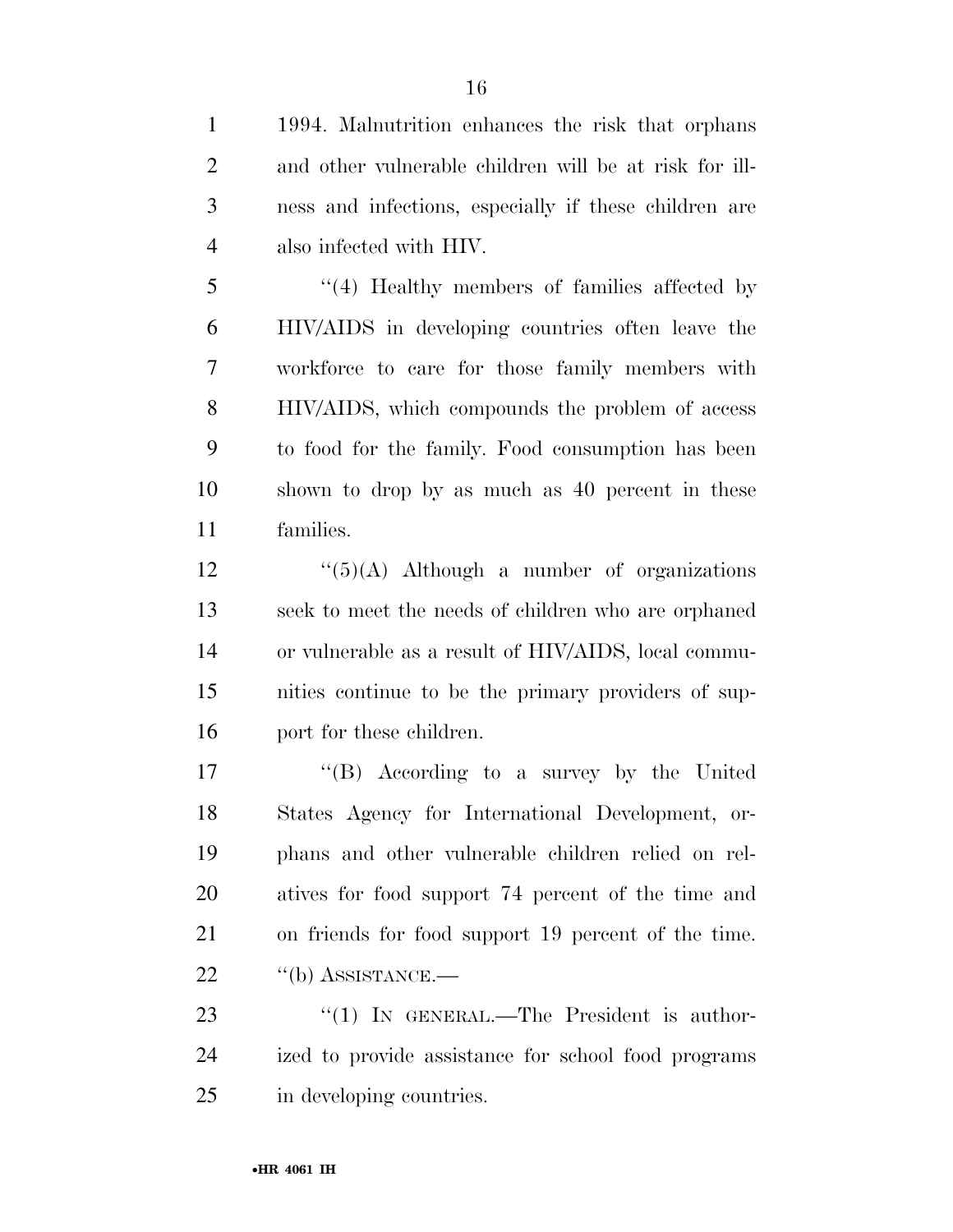1994. Malnutrition enhances the risk that orphans and other vulnerable children will be at risk for illness and infections, especially if these children are also infected with HIV.

"(4) Healthy members of families affected by HIV/AIDS in developing countries often leave the workforce to care for those family members with HIV/AIDS, which compounds the problem of access to food for the family. Food consumption has been shown to drop by as much as 40 percent in these families.

"(5)(A) Although a number of organizations seek to meet the needs of children who are orphaned or vulnerable as a result of HIV/AIDS, local communities continue to be the primary providers of support for these children.

"(B) According to a survey by the United States Agency for International Development, orphans and other vulnerable children relied on relatives for food support 74 percent of the time and on friends for food support 19 percent of the time.

"(b) ASSISTANCE.—

"(1) IN GENERAL.—The President is authorized to provide assistance for school food programs in developing countries.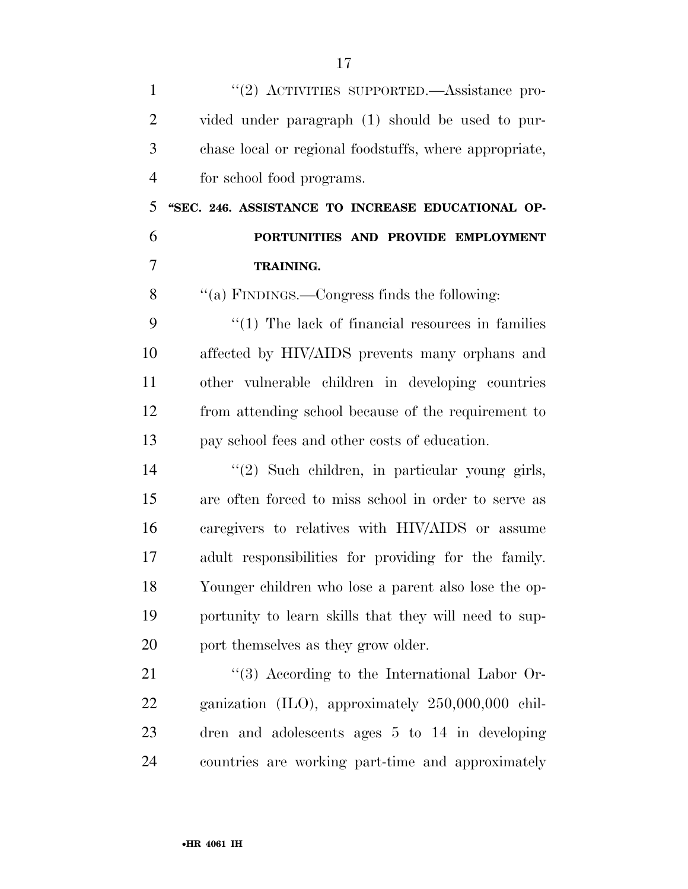''(2) ACTIVITIES SUPPORTED.—Assistance provided under paragraph (1) should be used to purchase local or regional foodstuffs, where appropriate, for school food programs.

**''SEC. 246. ASSISTANCE TO INCREASE EDUCATIONAL OPPORTUNITIES AND PROVIDE EMPLOYMENT TRAINING.**

''(a) FINDINGS.—Congress finds the following:

''(1) The lack of financial resources in families affected by HIV/AIDS prevents many orphans and other vulnerable children in developing countries from attending school because of the requirement to pay school fees and other costs of education.

''(2) Such children, in particular young girls, are often forced to miss school in order to serve as caregivers to relatives with HIV/AIDS or assume adult responsibilities for providing for the family. Younger children who lose a parent also lose the opportunity to learn skills that they will need to support themselves as they grow older.

''(3) According to the International Labor Organization (ILO), approximately 250,000,000 children and adolescents ages 5 to 14 in developing countries are working part-time and approximately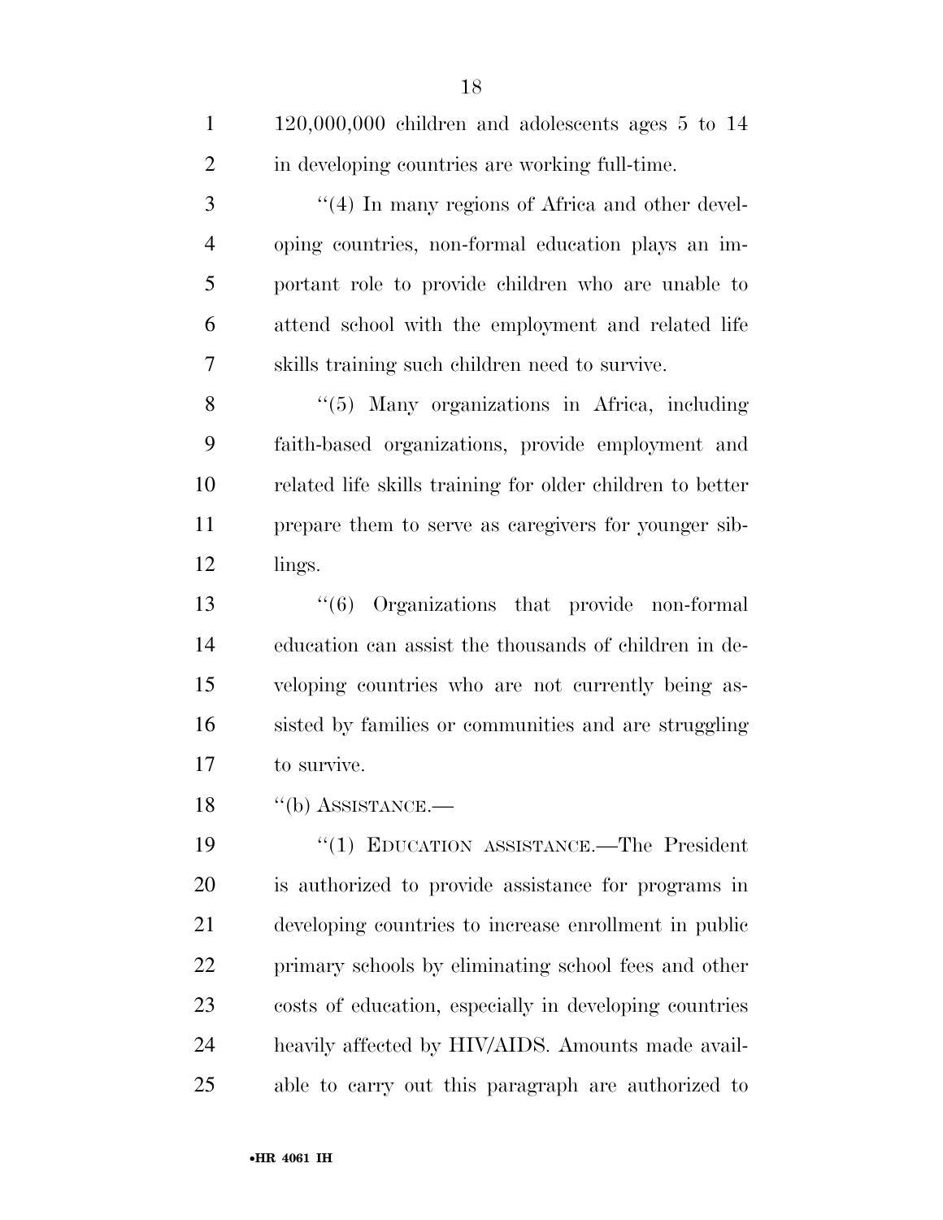120,000,000 children and adolescents ages 5 to 14 in developing countries are working full-time.

''(4) In many regions of Africa and other developing countries, non-formal education plays an important role to provide children who are unable to attend school with the employment and related life skills training such children need to survive.

''(5) Many organizations in Africa, including faith-based organizations, provide employment and related life skills training for older children to better prepare them to serve as caregivers for younger siblings.

''(6) Organizations that provide non-formal education can assist the thousands of children in developing countries who are not currently being assisted by families or communities and are struggling to survive.

''(b) ASSISTANCE.—

''(1) EDUCATION ASSISTANCE.—The President is authorized to provide assistance for programs in developing countries to increase enrollment in public primary schools by eliminating school fees and other costs of education, especially in developing countries heavily affected by HIV/AIDS. Amounts made available to carry out this paragraph are authorized to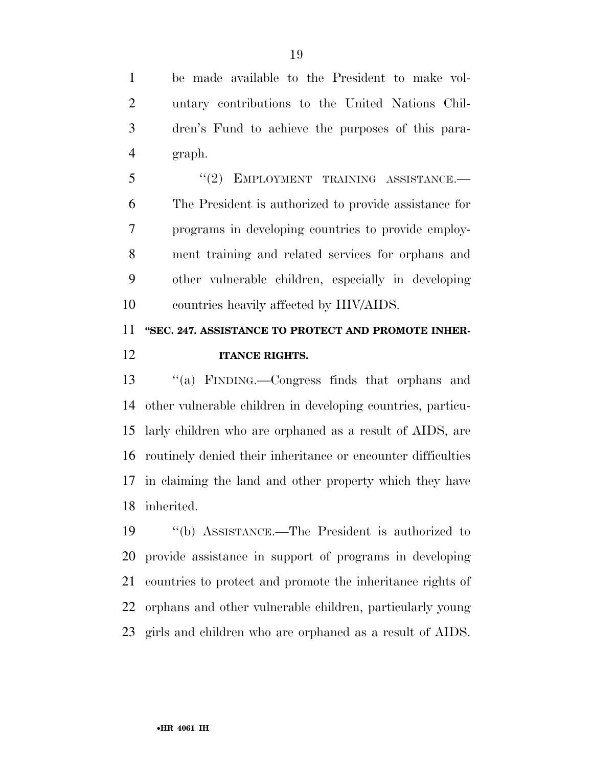be made available to the President to make voluntary contributions to the United Nations Children's Fund to achieve the purposes of this paragraph.

"(2) EMPLOYMENT TRAINING ASSISTANCE.— The President is authorized to provide assistance for programs in developing countries to provide employment training and related services for orphans and other vulnerable children, especially in developing countries heavily affected by HIV/AIDS.

**"SEC. 247. ASSISTANCE TO PROTECT AND PROMOTE INHERITANCE RIGHTS.**

"(a) FINDING.—Congress finds that orphans and other vulnerable children in developing countries, particularly children who are orphaned as a result of AIDS, are routinely denied their inheritance or encounter difficulties in claiming the land and other property which they have inherited.

"(b) ASSISTANCE.—The President is authorized to provide assistance in support of programs in developing countries to protect and promote the inheritance rights of orphans and other vulnerable children, particularly young girls and children who are orphaned as a result of AIDS.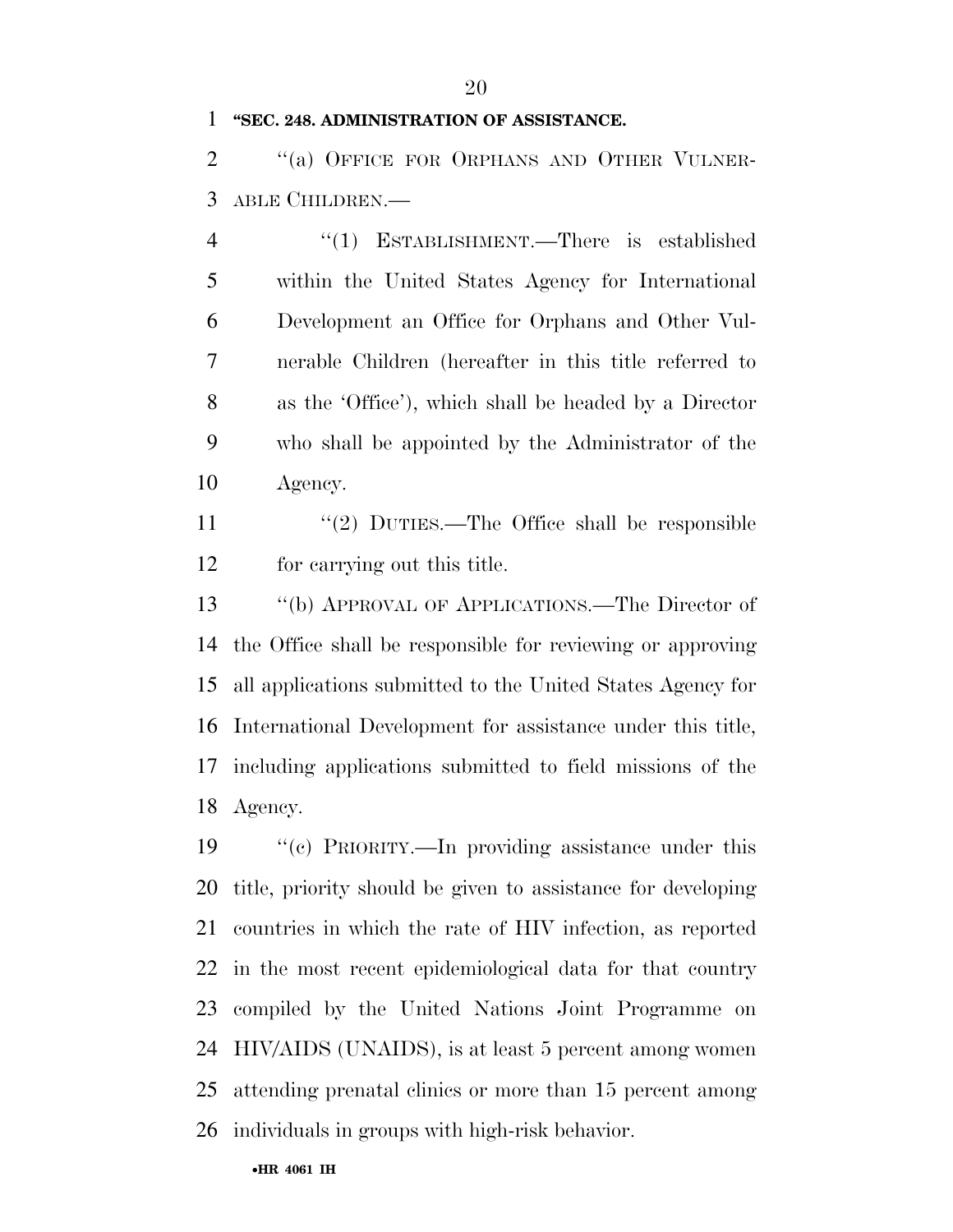**"SEC. 248. ADMINISTRATION OF ASSISTANCE.**

"(a) OFFICE FOR ORPHANS AND OTHER VULNERABLE CHILDREN.—

"(1) ESTABLISHMENT.—There is established within the United States Agency for International Development an Office for Orphans and Other Vulnerable Children (hereafter in this title referred to as the 'Office'), which shall be headed by a Director who shall be appointed by the Administrator of the Agency.

"(2) DUTIES.—The Office shall be responsible for carrying out this title.

"(b) APPROVAL OF APPLICATIONS.—The Director of the Office shall be responsible for reviewing or approving all applications submitted to the United States Agency for International Development for assistance under this title, including applications submitted to field missions of the Agency.

"(c) PRIORITY.—In providing assistance under this title, priority should be given to assistance for developing countries in which the rate of HIV infection, as reported in the most recent epidemiological data for that country compiled by the United Nations Joint Programme on HIV/AIDS (UNAIDS), is at least 5 percent among women attending prenatal clinics or more than 15 percent among individuals in groups with high-risk behavior.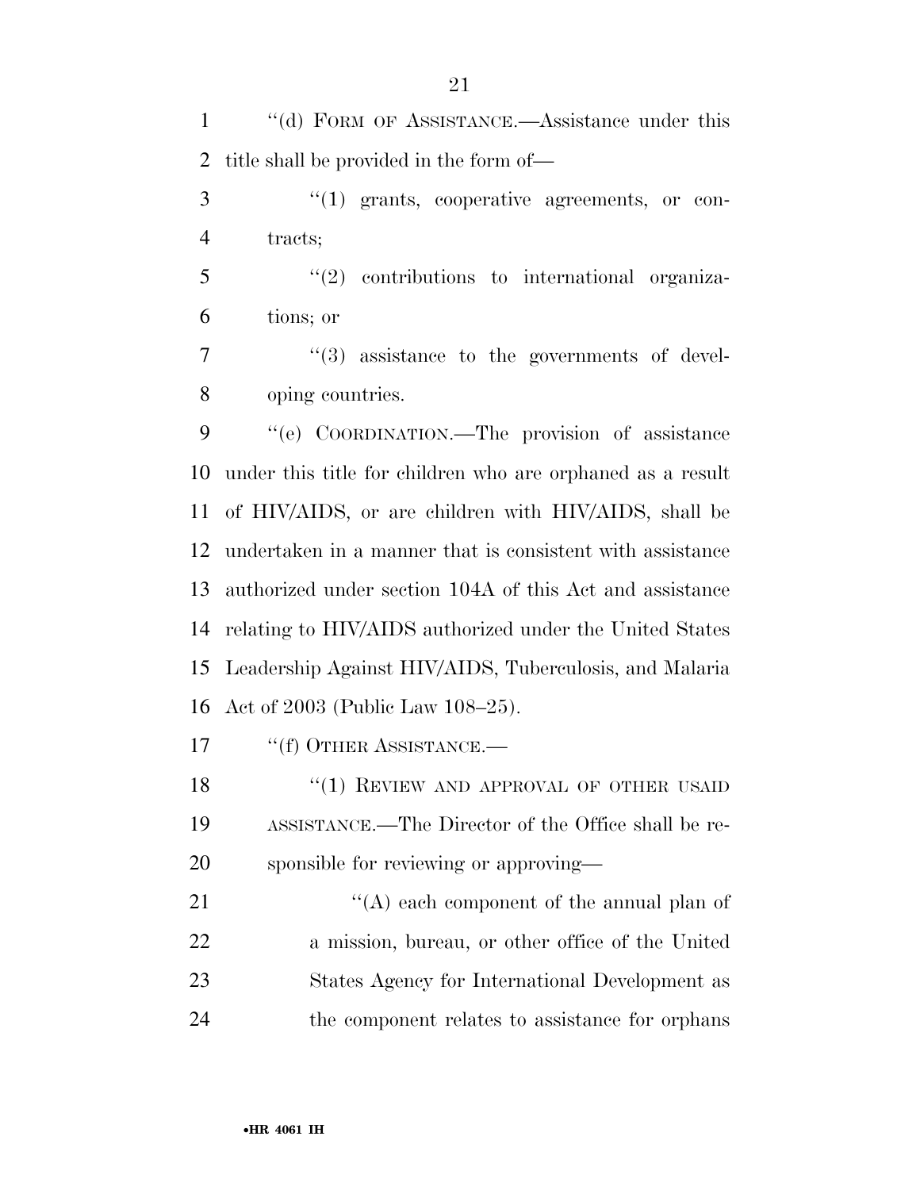''(d) FORM OF ASSISTANCE.—Assistance under this title shall be provided in the form of—

''(1) grants, cooperative agreements, or contracts;

''(2) contributions to international organizations; or

''(3) assistance to the governments of developing countries.

''(e) COORDINATION.—The provision of assistance under this title for children who are orphaned as a result of HIV/AIDS, or are children with HIV/AIDS, shall be undertaken in a manner that is consistent with assistance authorized under section 104A of this Act and assistance relating to HIV/AIDS authorized under the United States Leadership Against HIV/AIDS, Tuberculosis, and Malaria Act of 2003 (Public Law 108–25).

''(f) OTHER ASSISTANCE.—

''(1) REVIEW AND APPROVAL OF OTHER USAID ASSISTANCE.—The Director of the Office shall be responsible for reviewing or approving—

''(A) each component of the annual plan of a mission, bureau, or other office of the United States Agency for International Development as the component relates to assistance for orphans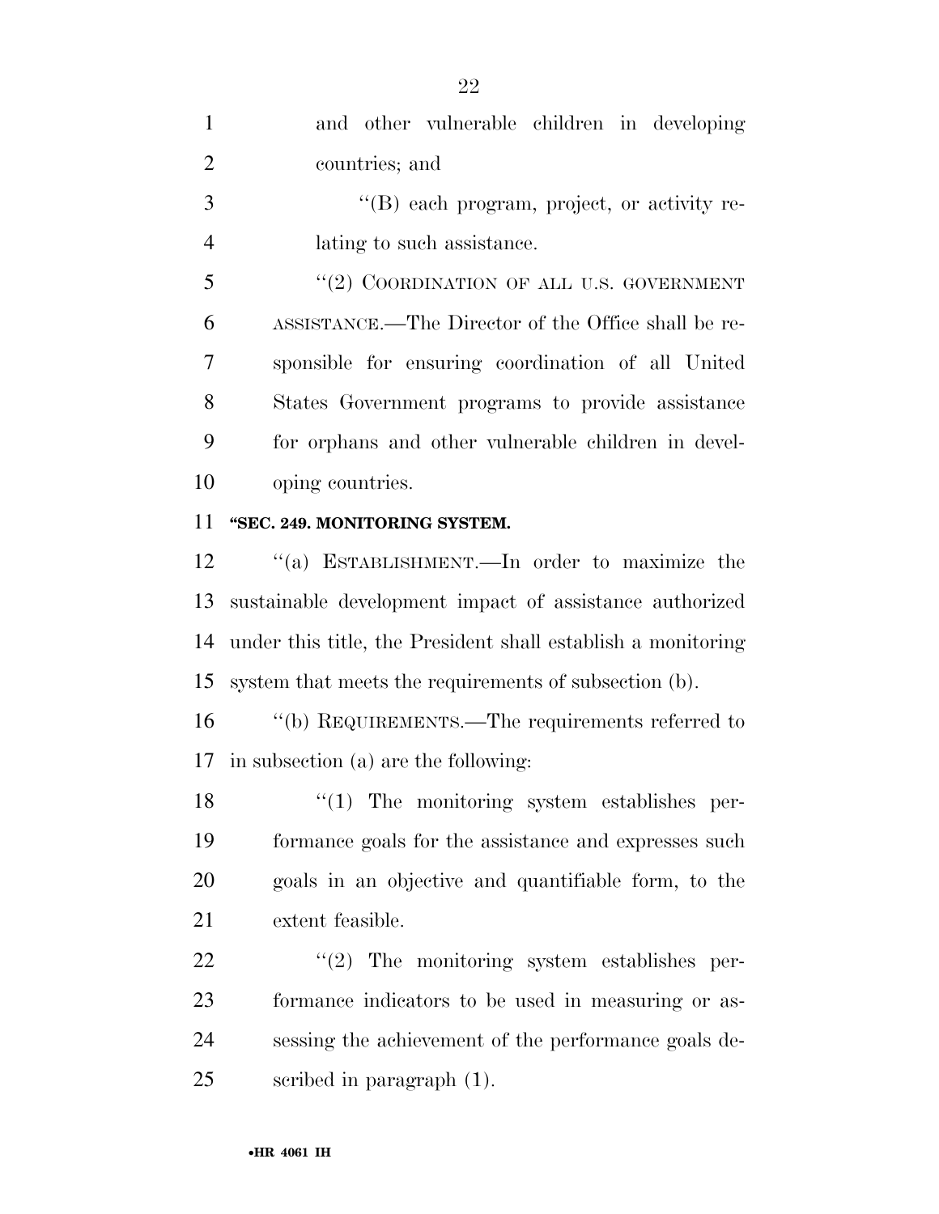and other vulnerable children in developing countries; and

"(B) each program, project, or activity relating to such assistance.

"(2) COORDINATION OF ALL U.S. GOVERNMENT ASSISTANCE.—The Director of the Office shall be responsible for ensuring coordination of all United States Government programs to provide assistance for orphans and other vulnerable children in developing countries.

**"SEC. 249. MONITORING SYSTEM.**

"(a) ESTABLISHMENT.—In order to maximize the sustainable development impact of assistance authorized under this title, the President shall establish a monitoring system that meets the requirements of subsection (b).

"(b) REQUIREMENTS.—The requirements referred to in subsection (a) are the following:

"(1) The monitoring system establishes performance goals for the assistance and expresses such goals in an objective and quantifiable form, to the extent feasible.

"(2) The monitoring system establishes performance indicators to be used in measuring or assessing the achievement of the performance goals described in paragraph (1).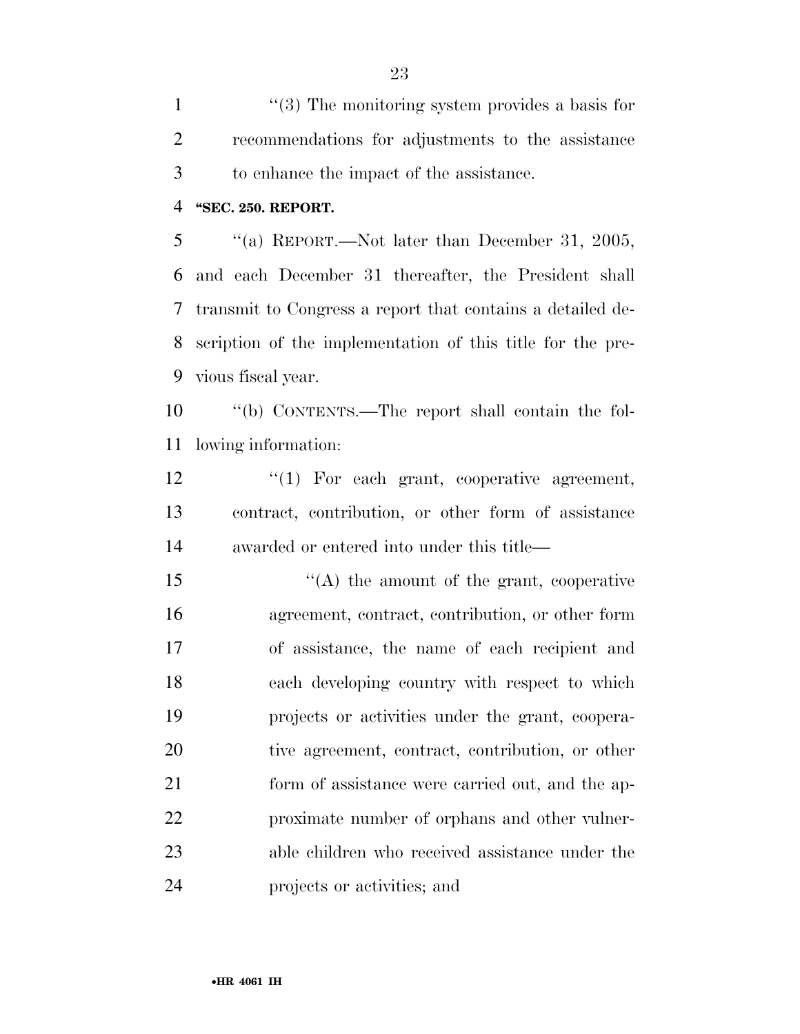"(3) The monitoring system provides a basis for recommendations for adjustments to the assistance to enhance the impact of the assistance.

**"SEC. 250. REPORT.**

"(a) REPORT.—Not later than December 31, 2005, and each December 31 thereafter, the President shall transmit to Congress a report that contains a detailed description of the implementation of this title for the previous fiscal year.

"(b) CONTENTS.—The report shall contain the following information:

"(1) For each grant, cooperative agreement, contract, contribution, or other form of assistance awarded or entered into under this title—

"(A) the amount of the grant, cooperative agreement, contract, contribution, or other form of assistance, the name of each recipient and each developing country with respect to which projects or activities under the grant, cooperative agreement, contract, contribution, or other form of assistance were carried out, and the approximate number of orphans and other vulnerable children who received assistance under the projects or activities; and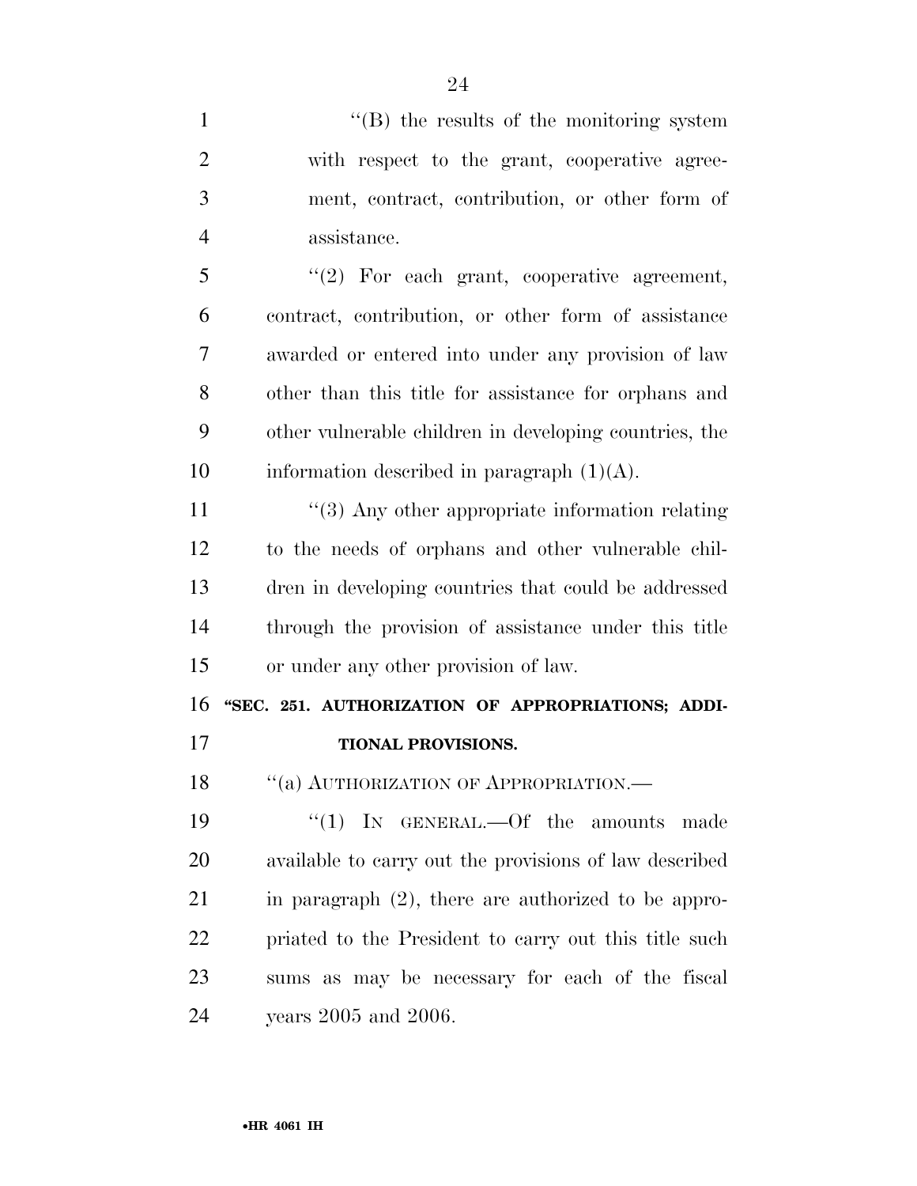''(B) the results of the monitoring system with respect to the grant, cooperative agreement, contract, contribution, or other form of assistance.

''(2) For each grant, cooperative agreement, contract, contribution, or other form of assistance awarded or entered into under any provision of law other than this title for assistance for orphans and other vulnerable children in developing countries, the information described in paragraph (1)(A).

''(3) Any other appropriate information relating to the needs of orphans and other vulnerable children in developing countries that could be addressed through the provision of assistance under this title or under any other provision of law.

**''SEC. 251. AUTHORIZATION OF APPROPRIATIONS; ADDITIONAL PROVISIONS.**

''(a) AUTHORIZATION OF APPROPRIATION.—

''(1) IN GENERAL.—Of the amounts made available to carry out the provisions of law described in paragraph (2), there are authorized to be appropriated to the President to carry out this title such sums as may be necessary for each of the fiscal years 2005 and 2006.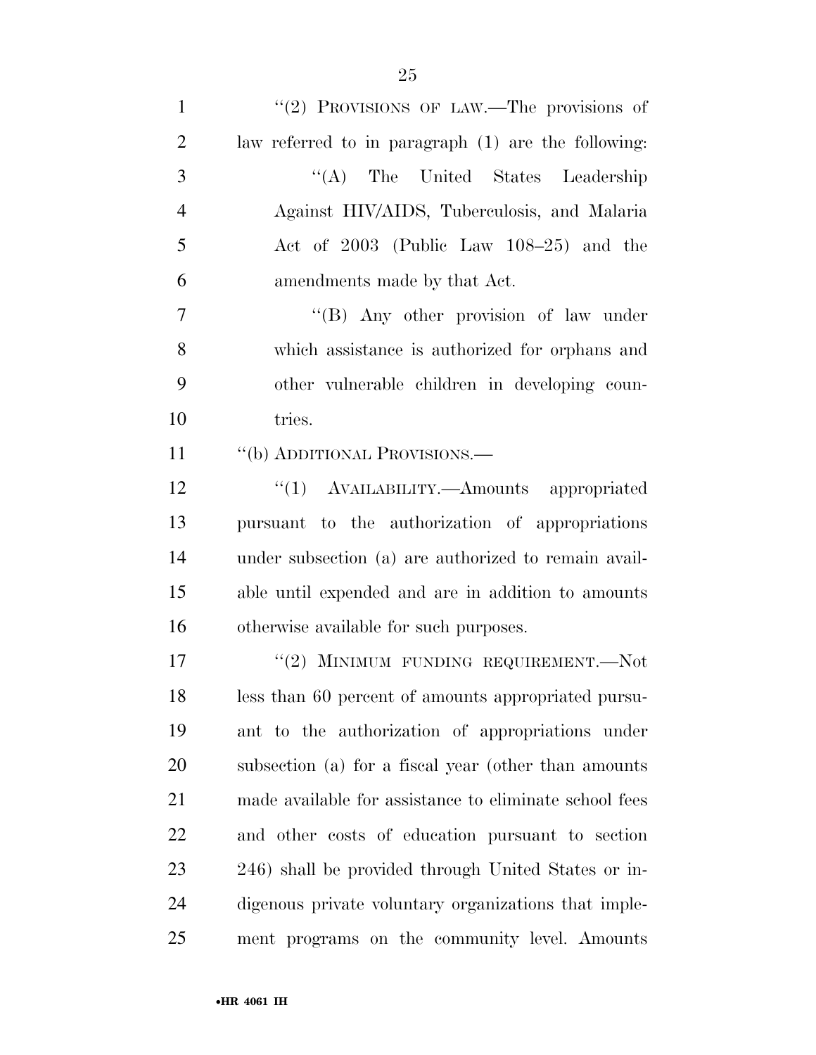"(2) PROVISIONS OF LAW.—The provisions of law referred to in paragraph (1) are the following:

"(A) The United States Leadership Against HIV/AIDS, Tuberculosis, and Malaria Act of 2003 (Public Law 108–25) and the amendments made by that Act.

"(B) Any other provision of law under which assistance is authorized for orphans and other vulnerable children in developing countries.

"(b) ADDITIONAL PROVISIONS.—

"(1) AVAILABILITY.—Amounts appropriated pursuant to the authorization of appropriations under subsection (a) are authorized to remain available until expended and are in addition to amounts otherwise available for such purposes.

"(2) MINIMUM FUNDING REQUIREMENT.—Not less than 60 percent of amounts appropriated pursuant to the authorization of appropriations under subsection (a) for a fiscal year (other than amounts made available for assistance to eliminate school fees and other costs of education pursuant to section 246) shall be provided through United States or indigenous private voluntary organizations that implement programs on the community level. Amounts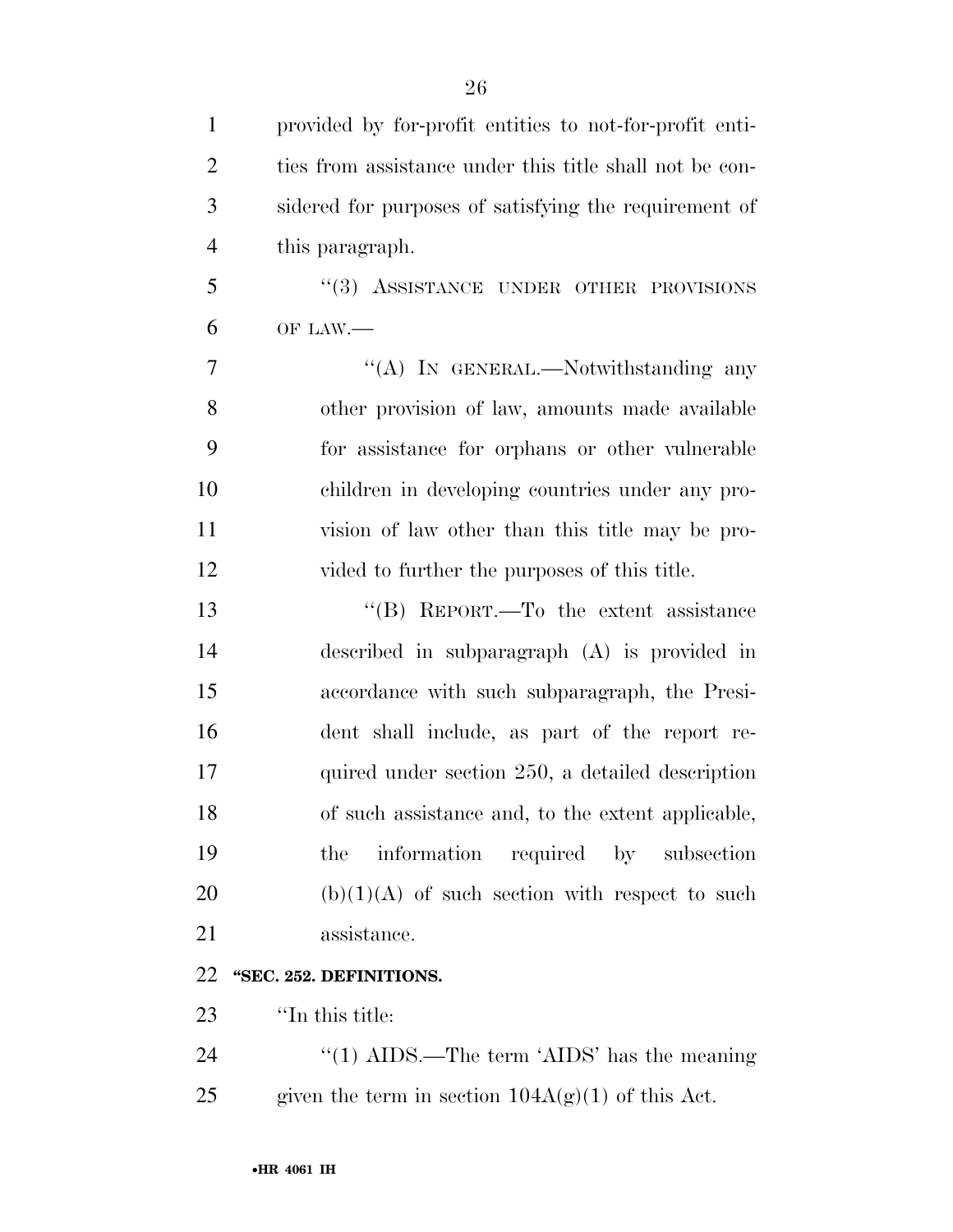provided by for-profit entities to not-for-profit entities from assistance under this title shall not be considered for purposes of satisfying the requirement of this paragraph.

"(3) ASSISTANCE UNDER OTHER PROVISIONS OF LAW.—

"(A) IN GENERAL.—Notwithstanding any other provision of law, amounts made available for assistance for orphans or other vulnerable children in developing countries under any provision of law other than this title may be provided to further the purposes of this title.

"(B) REPORT.—To the extent assistance described in subparagraph (A) is provided in accordance with such subparagraph, the President shall include, as part of the report required under section 250, a detailed description of such assistance and, to the extent applicable, the information required by subsection (b)(1)(A) of such section with respect to such assistance.

**"SEC. 252. DEFINITIONS.**

"In this title:

"(1) AIDS.—The term 'AIDS' has the meaning given the term in section 104A(g)(1) of this Act.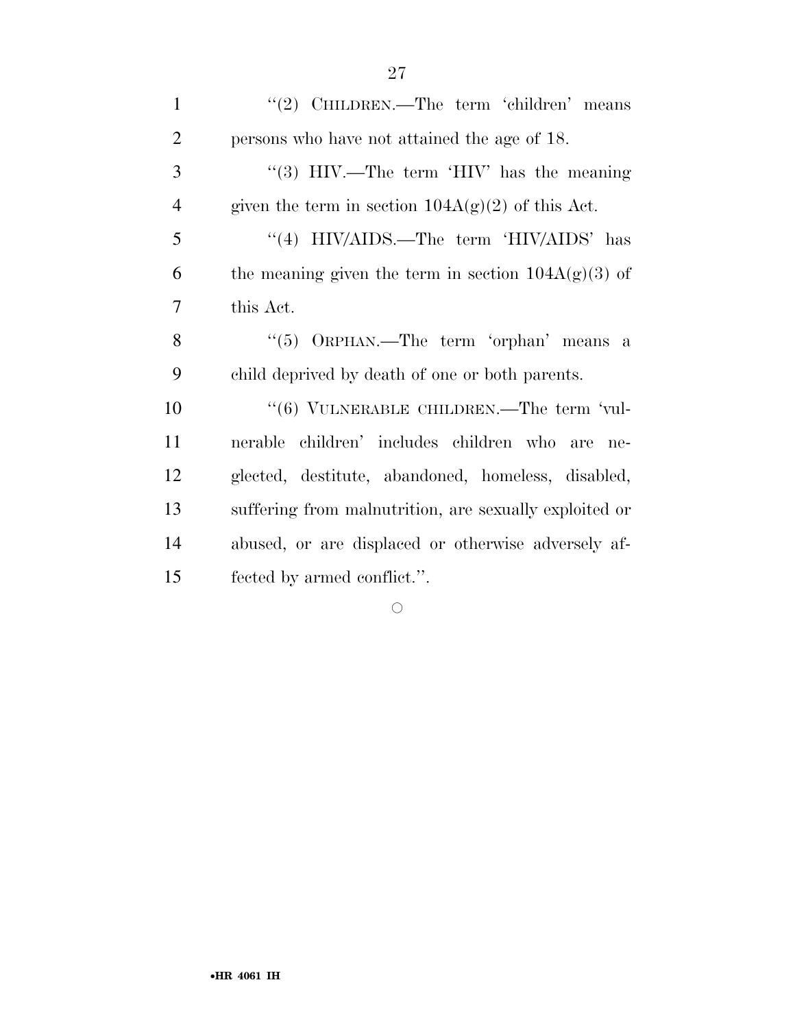"(2) CHILDREN.—The term 'children' means persons who have not attained the age of 18.

"(3) HIV.—The term 'HIV' has the meaning given the term in section 104A(g)(2) of this Act.

"(4) HIV/AIDS.—The term 'HIV/AIDS' has the meaning given the term in section 104A(g)(3) of this Act.

"(5) ORPHAN.—The term 'orphan' means a child deprived by death of one or both parents.

"(6) VULNERABLE CHILDREN.—The term 'vulnerable children' includes children who are neglected, destitute, abandoned, homeless, disabled, suffering from malnutrition, are sexually exploited or abused, or are displaced or otherwise adversely affected by armed conflict.".

○